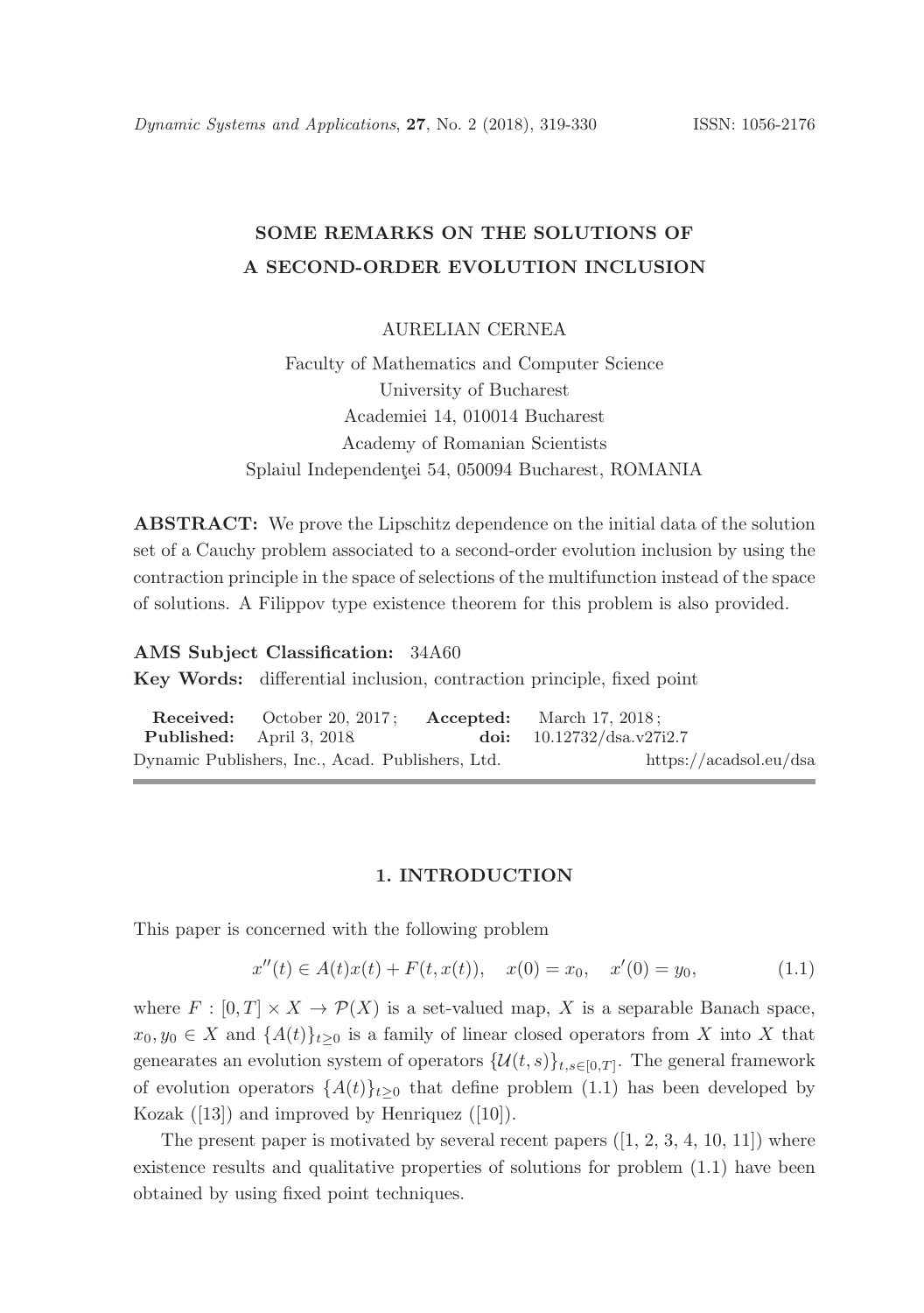# SOME REMARKS ON THE SOLUTIONS OF A SECOND-ORDER EVOLUTION INCLUSION

AURELIAN CERNEA

Faculty of Mathematics and Computer Science
University of Bucharest
Academiei 14, 010014 Bucharest
Academy of Romanian Scientists
Splaiul Independenţei 54, 050094 Bucharest, ROMANIA

**ABSTRACT:** We prove the Lipschitz dependence on the initial data of the solution set of a Cauchy problem associated to a second-order evolution inclusion by using the contraction principle in the space of selections of the multifunction instead of the space of solutions. A Filippov type existence theorem for this problem is also provided.

**AMS Subject Classification:** 34A60

**Key Words:** differential inclusion, contraction principle, fixed point

**Received:** October 20, 2017; **Accepted:** March 17, 2018;
**Published:** April 3, 2018 **doi:** 10.12732/dsa.v27i2.7
Dynamic Publishers, Inc., Acad. Publishers, Ltd. https://acadsol.eu/dsa

## 1. INTRODUCTION

This paper is concerned with the following problem

$$x''(t) \in A(t)x(t) + F(t, x(t)), \quad x(0) = x_0, \quad x'(0) = y_0, \tag{1.1}$$

where $F : [0, T] \times X \to \mathcal{P}(X)$ is a set-valued map, $X$ is a separable Banach space, $x_0, y_0 \in X$ and $\{A(t)\}_{t \geq 0}$ is a family of linear closed operators from $X$ into $X$ that genearates an evolution system of operators $\{\mathcal{U}(t, s)\}_{t,s \in [0,T]}$. The general framework of evolution operators $\{A(t)\}_{t \geq 0}$ that define problem (1.1) has been developed by Kozak ([13]) and improved by Henriquez ([10]).

The present paper is motivated by several recent papers ([1, 2, 3, 4, 10, 11]) where existence results and qualitative properties of solutions for problem (1.1) have been obtained by using fixed point techniques.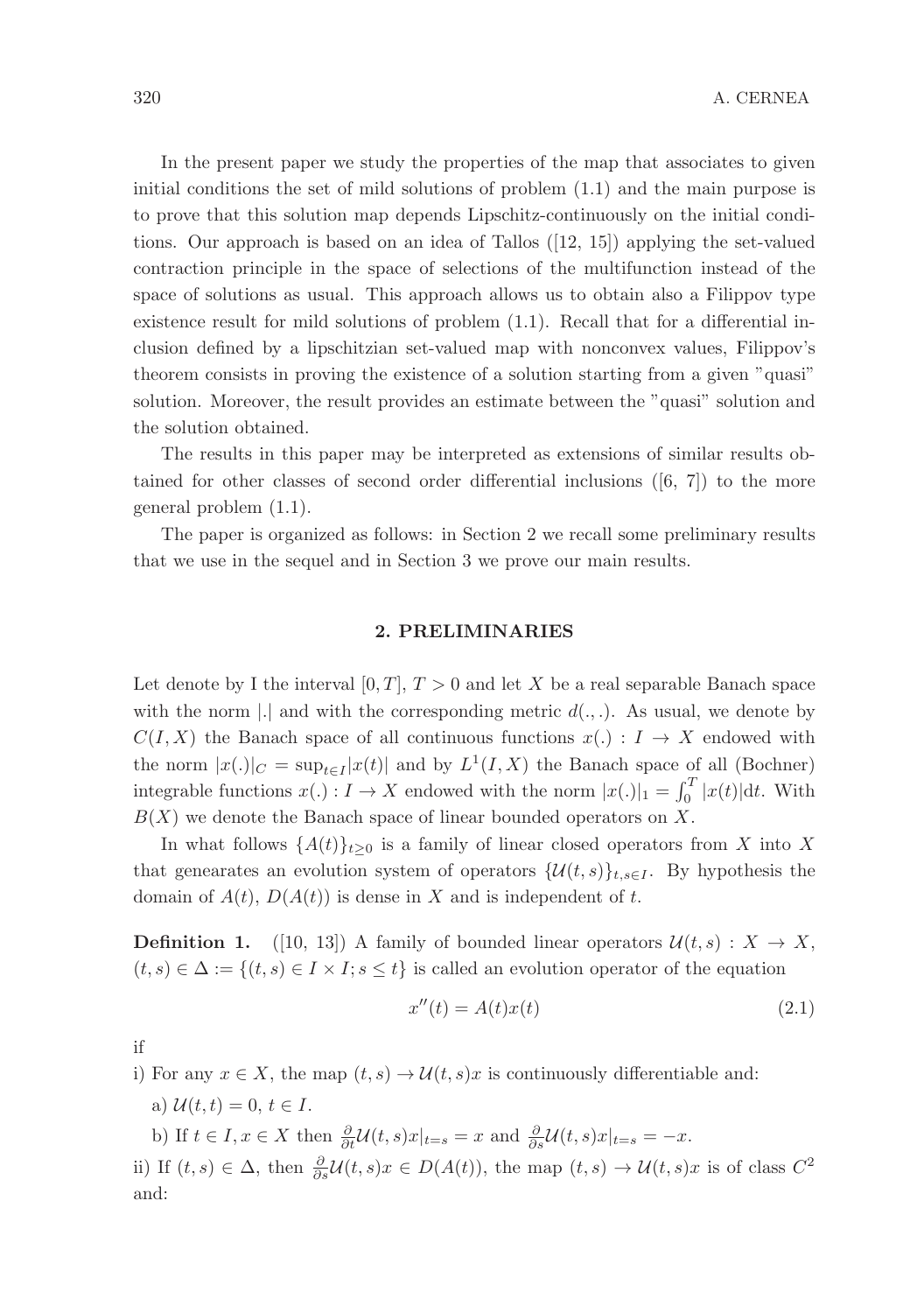In the present paper we study the properties of the map that associates to given initial conditions the set of mild solutions of problem (1.1) and the main purpose is to prove that this solution map depends Lipschitz-continuously on the initial conditions. Our approach is based on an idea of Tallos ([12, 15]) applying the set-valued contraction principle in the space of selections of the multifunction instead of the space of solutions as usual. This approach allows us to obtain also a Filippov type existence result for mild solutions of problem (1.1). Recall that for a differential inclusion defined by a lipschitzian set-valued map with nonconvex values, Filippov's theorem consists in proving the existence of a solution starting from a given "quasi" solution. Moreover, the result provides an estimate between the "quasi" solution and the solution obtained.

The results in this paper may be interpreted as extensions of similar results obtained for other classes of second order differential inclusions ([6, 7]) to the more general problem (1.1).

The paper is organized as follows: in Section 2 we recall some preliminary results that we use in the sequel and in Section 3 we prove our main results.

## 2. PRELIMINARIES

Let denote by I the interval $[0,T]$, $T>0$ and let $X$ be a real separable Banach space with the norm $|.|$ and with the corresponding metric $d(.,.)$. As usual, we denote by $C(I,X)$ the Banach space of all continuous functions $x(.):I\to X$ endowed with the norm $|x(.)|_C=\sup_{t\in I}|x(t)|$ and by $L^1(I,X)$ the Banach space of all (Bochner) integrable functions $x(.):I\to X$ endowed with the norm $|x(.)|_1=\int_0^T|x(t)|\mathrm{d}t$. With $B(X)$ we denote the Banach space of linear bounded operators on $X$.

In what follows $\{A(t)\}_{t\geq 0}$ is a family of linear closed operators from $X$ into $X$ that genearates an evolution system of operators $\{\mathcal{U}(t,s)\}_{t,s\in I}$. By hypothesis the domain of $A(t)$, $D(A(t))$ is dense in $X$ and is independent of $t$.

**Definition 1.** ([10, 13]) A family of bounded linear operators $\mathcal{U}(t,s):X\to X$, $(t,s)\in\Delta:=\{(t,s)\in I\times I; s\leq t\}$ is called an evolution operator of the equation

$$x''(t)=A(t)x(t) \tag{2.1}$$

if

i) For any $x\in X$, the map $(t,s)\to\mathcal{U}(t,s)x$ is continuously differentiable and:

a) $\mathcal{U}(t,t)=0$, $t\in I$.

b) If $t\in I, x\in X$ then $\frac{\partial}{\partial t}\mathcal{U}(t,s)x|_{t=s}=x$ and $\frac{\partial}{\partial s}\mathcal{U}(t,s)x|_{t=s}=-x$.

ii) If $(t,s)\in\Delta$, then $\frac{\partial}{\partial s}\mathcal{U}(t,s)x\in D(A(t))$, the map $(t,s)\to\mathcal{U}(t,s)x$ is of class $C^2$ and: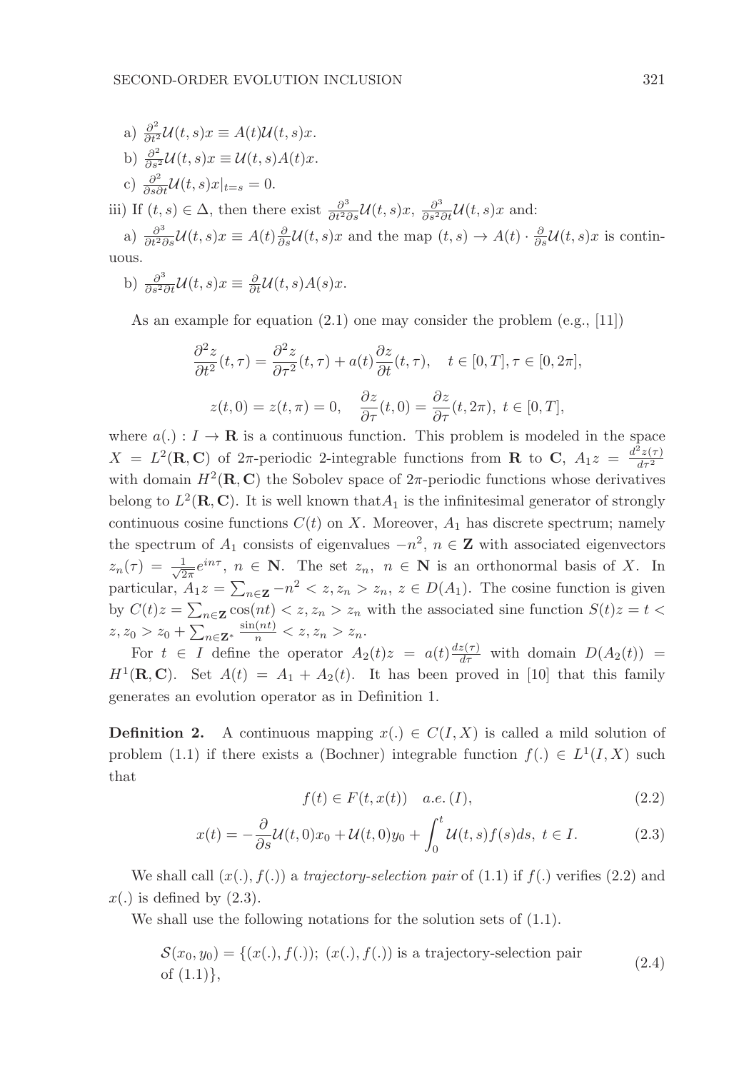a) $\frac{\partial^2}{\partial t^2}\mathcal{U}(t,s)x \equiv A(t)\mathcal{U}(t,s)x$.

b) $\frac{\partial^2}{\partial s^2}\mathcal{U}(t,s)x \equiv \mathcal{U}(t,s)A(t)x$.

c) $\frac{\partial^2}{\partial s \partial t}\mathcal{U}(t,s)x|_{t=s} = 0$.

iii) If $(t,s) \in \Delta$, then there exist $\frac{\partial^3}{\partial t^2 \partial s}\mathcal{U}(t,s)x$, $\frac{\partial^3}{\partial s^2 \partial t}\mathcal{U}(t,s)x$ and:

a) $\frac{\partial^3}{\partial t^2 \partial s}\mathcal{U}(t,s)x \equiv A(t)\frac{\partial}{\partial s}\mathcal{U}(t,s)x$ and the map $(t,s) \to A(t) \cdot \frac{\partial}{\partial s}\mathcal{U}(t,s)x$ is continuous.

b) $\frac{\partial^3}{\partial s^2 \partial t}\mathcal{U}(t,s)x \equiv \frac{\partial}{\partial t}\mathcal{U}(t,s)A(s)x$.

As an example for equation (2.1) one may consider the problem (e.g., [11])

$$\frac{\partial^2 z}{\partial t^2}(t,\tau) = \frac{\partial^2 z}{\partial \tau^2}(t,\tau) + a(t)\frac{\partial z}{\partial t}(t,\tau), \quad t \in [0,T], \tau \in [0, 2\pi],$$

$$z(t,0) = z(t,\pi) = 0, \quad \frac{\partial z}{\partial \tau}(t,0) = \frac{\partial z}{\partial \tau}(t, 2\pi),\ t \in [0,T],$$

where $a(.) : I \to \mathbf{R}$ is a continuous function. This problem is modeled in the space $X = L^2(\mathbf{R}, \mathbf{C})$ of $2\pi$-periodic 2-integrable functions from $\mathbf{R}$ to $\mathbf{C}$, $A_1 z = \frac{d^2 z(\tau)}{d\tau^2}$ with domain $H^2(\mathbf{R}, \mathbf{C})$ the Sobolev space of $2\pi$-periodic functions whose derivatives belong to $L^2(\mathbf{R}, \mathbf{C})$. It is well known that$A_1$ is the infinitesimal generator of strongly continuous cosine functions $C(t)$ on $X$. Moreover, $A_1$ has discrete spectrum; namely the spectrum of $A_1$ consists of eigenvalues $-n^2$, $n \in \mathbf{Z}$ with associated eigenvectors $z_n(\tau) = \frac{1}{\sqrt{2\pi}}e^{in\tau}$, $n \in \mathbf{N}$. The set $z_n$, $n \in \mathbf{N}$ is an orthonormal basis of $X$. In particular, $A_1 z = \sum_{n \in \mathbf{Z}} -n^2 < z, z_n > z_n$, $z \in D(A_1)$. The cosine function is given by $C(t)z = \sum_{n \in \mathbf{Z}} \cos(nt) < z, z_n > z_n$ with the associated sine function $S(t)z = t < z, z_0 > z_0 + \sum_{n \in \mathbf{Z}^*} \frac{\sin(nt)}{n} < z, z_n > z_n$.

For $t \in I$ define the operator $A_2(t)z = a(t)\frac{dz(\tau)}{d\tau}$ with domain $D(A_2(t)) = H^1(\mathbf{R}, \mathbf{C})$. Set $A(t) = A_1 + A_2(t)$. It has been proved in [10] that this family generates an evolution operator as in Definition 1.

**Definition 2.** A continuous mapping $x(.) \in C(I, X)$ is called a mild solution of problem (1.1) if there exists a (Bochner) integrable function $f(.) \in L^1(I, X)$ such that

$$f(t) \in F(t, x(t)) \quad a.e.\ (I), \tag{2.2}$$

$$x(t) = -\frac{\partial}{\partial s}\mathcal{U}(t,0)x_0 + \mathcal{U}(t,0)y_0 + \int_0^t \mathcal{U}(t,s)f(s)ds,\ t \in I. \tag{2.3}$$

We shall call $(x(.), f(.))$ a *trajectory-selection pair* of (1.1) if $f(.)$ verifies (2.2) and $x(.)$ is defined by (2.3).

We shall use the following notations for the solution sets of (1.1).

$$\mathcal{S}(x_0, y_0) = \{(x(.), f(.));\ (x(.), f(.)) \text{ is a trajectory-selection pair of } (1.1)\}, \tag{2.4}$$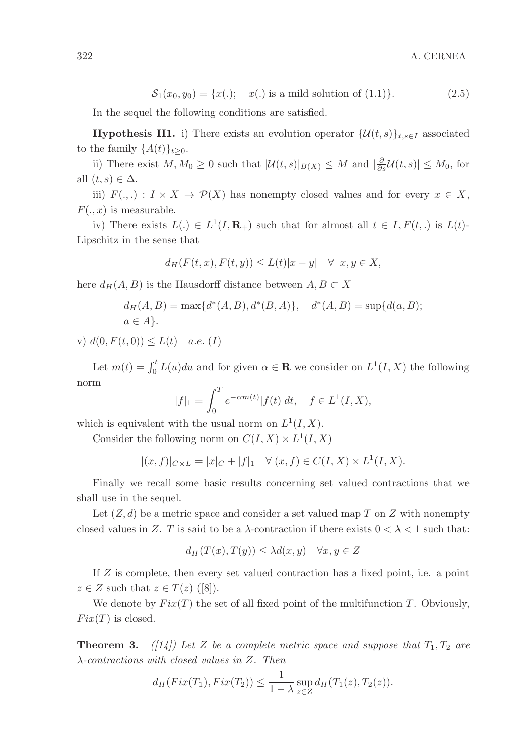$$\mathcal{S}_1(x_0, y_0) = \{x(.);\quad x(.) \text{ is a mild solution of (1.1)}\}. \tag{2.5}$$

In the sequel the following conditions are satisfied.

**Hypothesis H1.** i) There exists an evolution operator $\{\mathcal{U}(t,s)\}_{t,s\in I}$ associated to the family $\{A(t)\}_{t\geq 0}$.

ii) There exist $M, M_0 \geq 0$ such that $|\mathcal{U}(t,s)|_{B(X)} \leq M$ and $|\frac{\partial}{\partial s}\mathcal{U}(t,s)| \leq M_0$, for all $(t,s) \in \Delta$.

iii) $F(.,.) : I \times X \to \mathcal{P}(X)$ has nonempty closed values and for every $x \in X$, $F(.,x)$ is measurable.

iv) There exists $L(.) \in L^1(I, \mathbf{R}_+)$ such that for almost all $t \in I, F(t,.)$ is $L(t)$-Lipschitz in the sense that

$$d_H(F(t,x), F(t,y)) \leq L(t)|x-y| \quad \forall\ x, y \in X,$$

here $d_H(A,B)$ is the Hausdorff distance between $A, B \subset X$

$$d_H(A,B) = \max\{d^*(A,B), d^*(B,A)\}, \quad d^*(A,B) = \sup\{d(a,B); a \in A\}.$$

v) $d(0, F(t,0)) \leq L(t) \quad a.e.\ (I)$

Let $m(t) = \int_0^t L(u)du$ and for given $\alpha \in \mathbf{R}$ we consider on $L^1(I,X)$ the following norm

$$|f|_1 = \int_0^T e^{-\alpha m(t)}|f(t)|dt, \quad f \in L^1(I,X),$$

which is equivalent with the usual norm on $L^1(I,X)$.

Consider the following norm on $C(I,X) \times L^1(I,X)$

$$|(x,f)|_{C\times L} = |x|_C + |f|_1 \quad \forall\ (x,f) \in C(I,X) \times L^1(I,X).$$

Finally we recall some basic results concerning set valued contractions that we shall use in the sequel.

Let $(Z,d)$ be a metric space and consider a set valued map $T$ on $Z$ with nonempty closed values in $Z$. $T$ is said to be a $\lambda$-contraction if there exists $0 < \lambda < 1$ such that:

$$d_H(T(x), T(y)) \leq \lambda d(x,y) \quad \forall x, y \in Z$$

If $Z$ is complete, then every set valued contraction has a fixed point, i.e. a point $z \in Z$ such that $z \in T(z)$ ([8]).

We denote by $Fix(T)$ the set of all fixed point of the multifunction $T$. Obviously, $Fix(T)$ is closed.

**Theorem 3.** *([14]) Let $Z$ be a complete metric space and suppose that $T_1, T_2$ are $\lambda$-contractions with closed values in $Z$. Then*

$$d_H(Fix(T_1), Fix(T_2)) \leq \frac{1}{1-\lambda} \sup_{z\in Z} d_H(T_1(z), T_2(z)).$$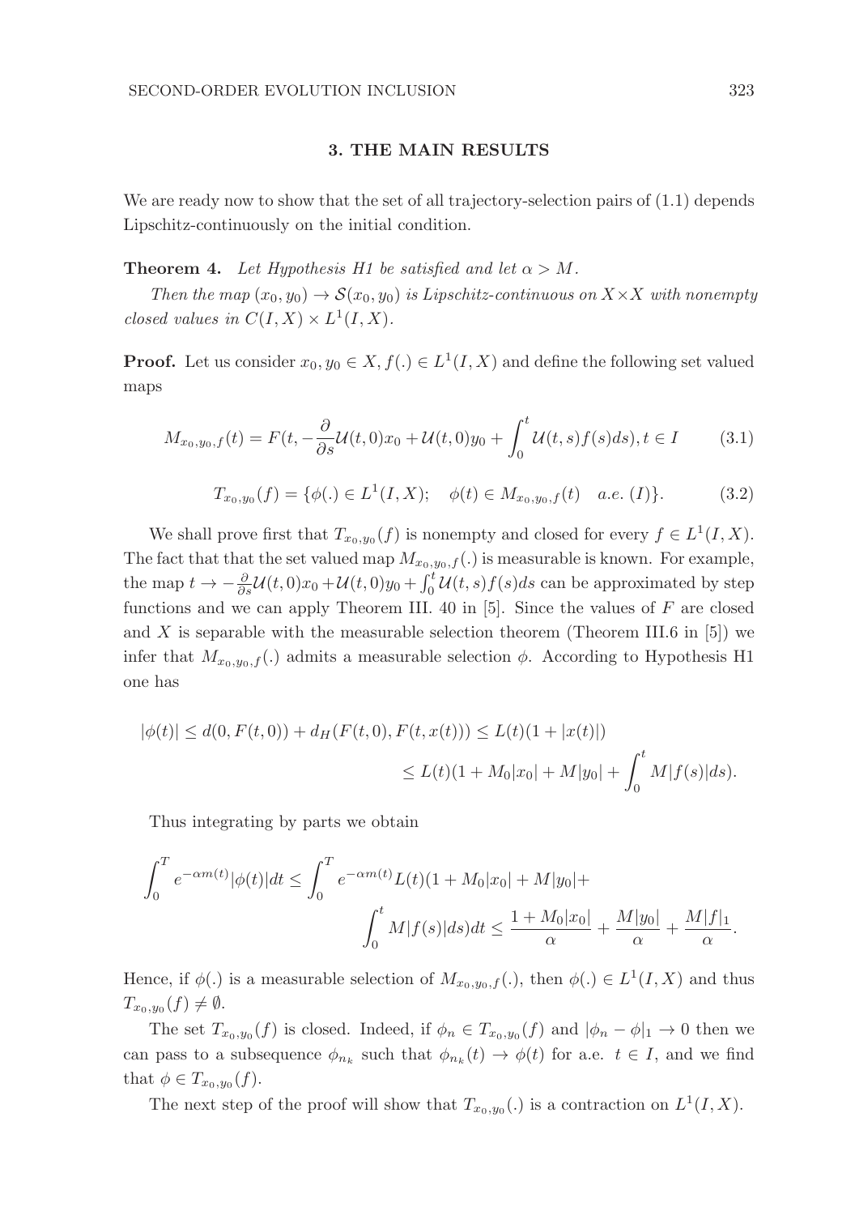## 3. THE MAIN RESULTS

We are ready now to show that the set of all trajectory-selection pairs of (1.1) depends Lipschitz-continuously on the initial condition.

**Theorem 4.** *Let Hypothesis H1 be satisfied and let $\alpha > M$.*

*Then the map $(x_0, y_0) \to \mathcal{S}(x_0, y_0)$ is Lipschitz-continuous on $X \times X$ with nonempty closed values in $C(I, X) \times L^1(I, X)$.*

**Proof.** Let us consider $x_0, y_0 \in X$, $f(.) \in L^1(I, X)$ and define the following set valued maps

$$M_{x_0,y_0,f}(t) = F(t, -\frac{\partial}{\partial s}\mathcal{U}(t,0)x_0 + \mathcal{U}(t,0)y_0 + \int_0^t \mathcal{U}(t,s)f(s)ds), t \in I \tag{3.1}$$

$$T_{x_0,y_0}(f) = \{\phi(.) \in L^1(I, X); \quad \phi(t) \in M_{x_0,y_0,f}(t) \quad a.e. \ (I)\}. \tag{3.2}$$

We shall prove first that $T_{x_0,y_0}(f)$ is nonempty and closed for every $f \in L^1(I, X)$. The fact that that the set valued map $M_{x_0,y_0,f}(.)$ is measurable is known. For example, the map $t \to -\frac{\partial}{\partial s}\mathcal{U}(t,0)x_0 + \mathcal{U}(t,0)y_0 + \int_0^t \mathcal{U}(t,s)f(s)ds$ can be approximated by step functions and we can apply Theorem III. 40 in [5]. Since the values of $F$ are closed and $X$ is separable with the measurable selection theorem (Theorem III.6 in [5]) we infer that $M_{x_0,y_0,f}(.)$ admits a measurable selection $\phi$. According to Hypothesis H1 one has

$$|\phi(t)| \leq d(0, F(t, 0)) + d_H(F(t, 0), F(t, x(t))) \leq L(t)(1 + |x(t)|)$$
$$\leq L(t)(1 + M_0|x_0| + M|y_0| + \int_0^t M|f(s)|ds).$$

Thus integrating by parts we obtain

$$\int_0^T e^{-\alpha m(t)}|\phi(t)|dt \leq \int_0^T e^{-\alpha m(t)}L(t)(1 + M_0|x_0| + M|y_0| +$$
$$\int_0^t M|f(s)|ds)dt \leq \frac{1 + M_0|x_0|}{\alpha} + \frac{M|y_0|}{\alpha} + \frac{M|f|_1}{\alpha}.$$

Hence, if $\phi(.)$ is a measurable selection of $M_{x_0,y_0,f}(.)$, then $\phi(.) \in L^1(I, X)$ and thus $T_{x_0,y_0}(f) \neq \emptyset$.

The set $T_{x_0,y_0}(f)$ is closed. Indeed, if $\phi_n \in T_{x_0,y_0}(f)$ and $|\phi_n - \phi|_1 \to 0$ then we can pass to a subsequence $\phi_{n_k}$ such that $\phi_{n_k}(t) \to \phi(t)$ for a.e. $t \in I$, and we find that $\phi \in T_{x_0,y_0}(f)$.

The next step of the proof will show that $T_{x_0,y_0}(.)$ is a contraction on $L^1(I, X)$.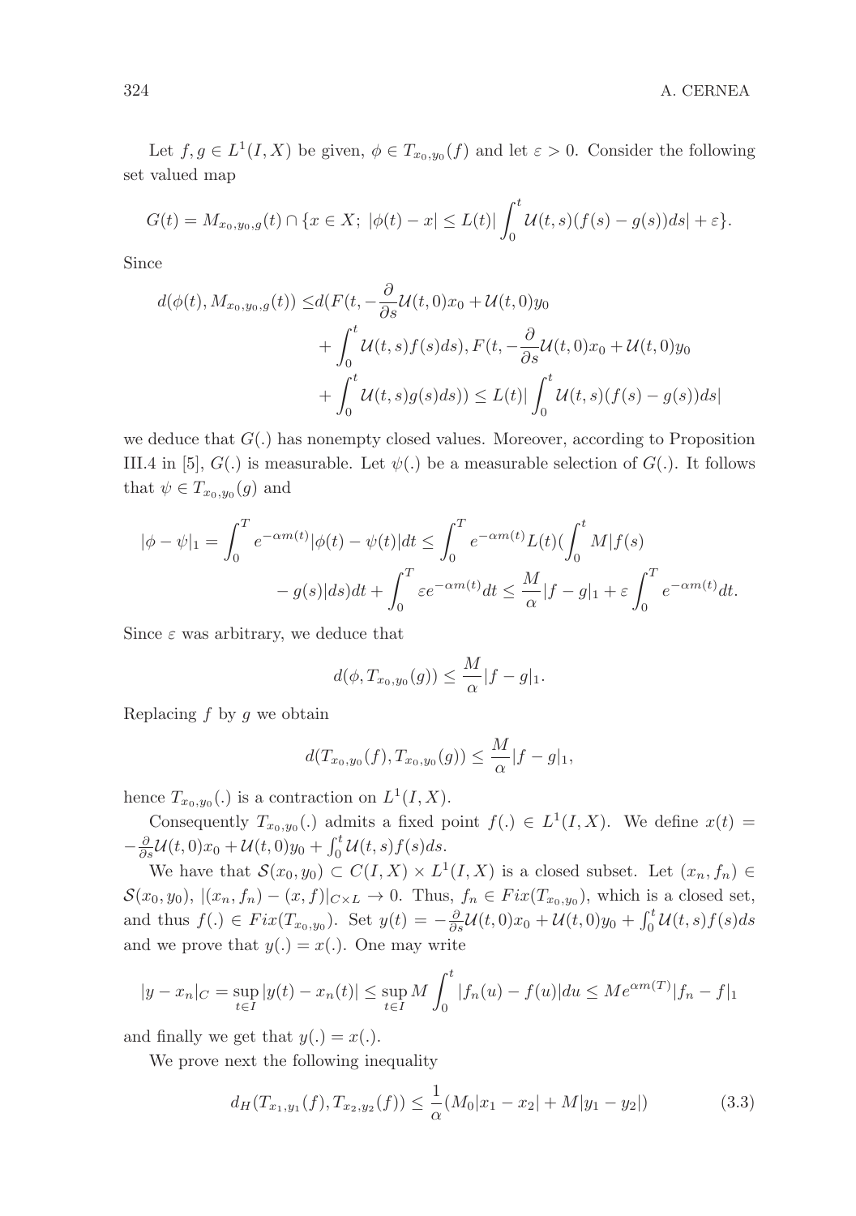Let $f, g \in L^1(I, X)$ be given, $\phi \in T_{x_0,y_0}(f)$ and let $\varepsilon > 0$. Consider the following set valued map

$$G(t) = M_{x_0,y_0,g}(t) \cap \{x \in X;\ |\phi(t) - x| \leq L(t)|\int_0^t \mathcal{U}(t,s)(f(s) - g(s))ds| + \varepsilon\}.$$

Since

$$\begin{aligned} d(\phi(t), M_{x_0,y_0,g}(t)) \leq & d(F(t, -\frac{\partial}{\partial s}\mathcal{U}(t,0)x_0 + \mathcal{U}(t,0)y_0 \\ & + \int_0^t \mathcal{U}(t,s)f(s)ds), F(t, -\frac{\partial}{\partial s}\mathcal{U}(t,0)x_0 + \mathcal{U}(t,0)y_0 \\ & + \int_0^t \mathcal{U}(t,s)g(s)ds)) \leq L(t)|\int_0^t \mathcal{U}(t,s)(f(s) - g(s))ds| \end{aligned}$$

we deduce that $G(.)$ has nonempty closed values. Moreover, according to Proposition III.4 in [5], $G(.)$ is measurable. Let $\psi(.)$ be a measurable selection of $G(.)$. It follows that $\psi \in T_{x_0,y_0}(g)$ and

$$\begin{aligned} |\phi - \psi|_1 = \int_0^T e^{-\alpha m(t)}|\phi(t) - \psi(t)|dt \leq \int_0^T e^{-\alpha m(t)}L(t)(\int_0^t M|f(s) \\ - g(s)|ds)dt + \int_0^T \varepsilon e^{-\alpha m(t)}dt \leq \frac{M}{\alpha}|f - g|_1 + \varepsilon \int_0^T e^{-\alpha m(t)}dt. \end{aligned}$$

Since $\varepsilon$ was arbitrary, we deduce that

$$d(\phi, T_{x_0,y_0}(g)) \leq \frac{M}{\alpha}|f - g|_1.$$

Replacing $f$ by $g$ we obtain

$$d(T_{x_0,y_0}(f), T_{x_0,y_0}(g)) \leq \frac{M}{\alpha}|f - g|_1,$$

hence $T_{x_0,y_0}(.)$ is a contraction on $L^1(I, X)$.

Consequently $T_{x_0,y_0}(.)$ admits a fixed point $f(.) \in L^1(I, X)$. We define $x(t) = -\frac{\partial}{\partial s}\mathcal{U}(t,0)x_0 + \mathcal{U}(t,0)y_0 + \int_0^t \mathcal{U}(t,s)f(s)ds$.

We have that $\mathcal{S}(x_0, y_0) \subset C(I, X) \times L^1(I, X)$ is a closed subset. Let $(x_n, f_n) \in \mathcal{S}(x_0, y_0)$, $|(x_n, f_n) - (x, f)|_{C \times L} \to 0$. Thus, $f_n \in Fix(T_{x_0,y_0})$, which is a closed set, and thus $f(.) \in Fix(T_{x_0,y_0})$. Set $y(t) = -\frac{\partial}{\partial s}\mathcal{U}(t,0)x_0 + \mathcal{U}(t,0)y_0 + \int_0^t \mathcal{U}(t,s)f(s)ds$ and we prove that $y(.) = x(.)$. One may write

$$|y - x_n|_C = \sup_{t \in I}|y(t) - x_n(t)| \leq \sup_{t \in I} M \int_0^t |f_n(u) - f(u)|du \leq M e^{\alpha m(T)}|f_n - f|_1$$

and finally we get that $y(.) = x(.)$.

We prove next the following inequality

$$d_H(T_{x_1,y_1}(f), T_{x_2,y_2}(f)) \leq \frac{1}{\alpha}(M_0|x_1 - x_2| + M|y_1 - y_2|) \tag{3.3}$$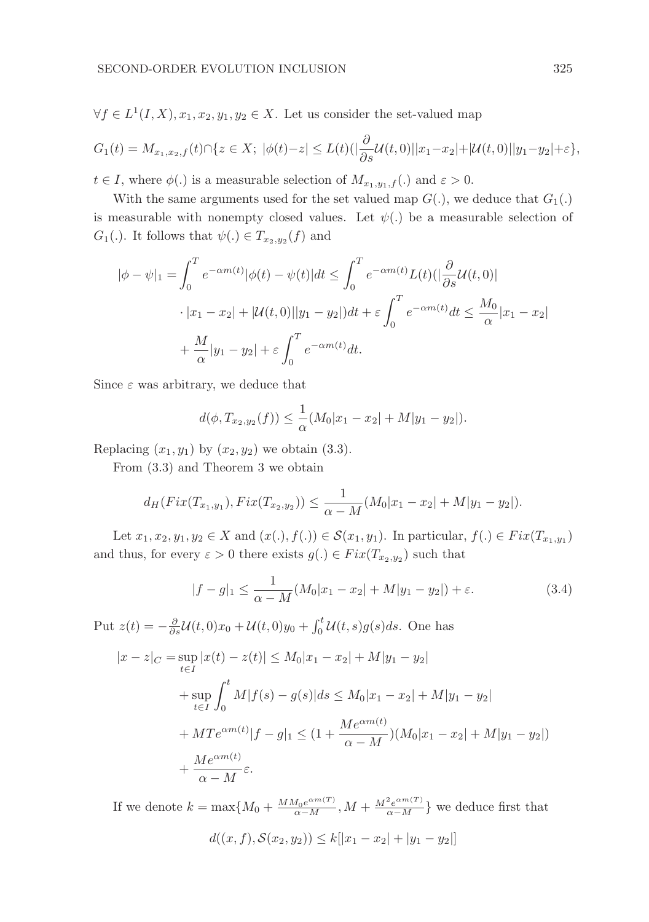$\forall f \in L^1(I,X), x_1, x_2, y_1, y_2 \in X$. Let us consider the set-valued map

$$G_1(t) = M_{x_1,x_2,f}(t) \cap \{z \in X;\ |\phi(t) - z| \leq L(t)(|\frac{\partial}{\partial s}\mathcal{U}(t,0)||x_1 - x_2| + |\mathcal{U}(t,0)||y_1 - y_2| + \varepsilon\},$$

$t \in I$, where $\phi(.)$ is a measurable selection of $M_{x_1,y_1,f}(.)$ and $\varepsilon > 0$.

With the same arguments used for the set valued map $G(.)$, we deduce that $G_1(.)$ is measurable with nonempty closed values. Let $\psi(.)$ be a measurable selection of $G_1(.)$. It follows that $\psi(.) \in T_{x_2,y_2}(f)$ and

$$\begin{aligned}
|\phi - \psi|_1 &= \int_0^T e^{-\alpha m(t)}|\phi(t) - \psi(t)|dt \leq \int_0^T e^{-\alpha m(t)} L(t)(|\frac{\partial}{\partial s}\mathcal{U}(t,0)| \\
&\cdot |x_1 - x_2| + |\mathcal{U}(t,0)||y_1 - y_2|)dt + \varepsilon \int_0^T e^{-\alpha m(t)}dt \leq \frac{M_0}{\alpha}|x_1 - x_2| \\
&+ \frac{M}{\alpha}|y_1 - y_2| + \varepsilon \int_0^T e^{-\alpha m(t)}dt.
\end{aligned}$$

Since $\varepsilon$ was arbitrary, we deduce that

$$d(\phi, T_{x_2,y_2}(f)) \leq \frac{1}{\alpha}(M_0|x_1 - x_2| + M|y_1 - y_2|).$$

Replacing $(x_1, y_1)$ by $(x_2, y_2)$ we obtain (3.3).

From (3.3) and Theorem 3 we obtain

$$d_H(Fix(T_{x_1,y_1}), Fix(T_{x_2,y_2})) \leq \frac{1}{\alpha - M}(M_0|x_1 - x_2| + M|y_1 - y_2|).$$

Let $x_1, x_2, y_1, y_2 \in X$ and $(x(.), f(.)) \in \mathcal{S}(x_1, y_1)$. In particular, $f(.) \in Fix(T_{x_1,y_1})$ and thus, for every $\varepsilon > 0$ there exists $g(.) \in Fix(T_{x_2,y_2})$ such that

$$|f - g|_1 \leq \frac{1}{\alpha - M}(M_0|x_1 - x_2| + M|y_1 - y_2|) + \varepsilon. \tag{3.4}$$

Put $z(t) = -\frac{\partial}{\partial s}\mathcal{U}(t,0)x_0 + \mathcal{U}(t,0)y_0 + \int_0^t \mathcal{U}(t,s)g(s)ds$. One has

$$\begin{aligned}
|x - z|_C &= \sup_{t \in I}|x(t) - z(t)| \leq M_0|x_1 - x_2| + M|y_1 - y_2| \\
&+ \sup_{t \in I}\int_0^t M|f(s) - g(s)|ds \leq M_0|x_1 - x_2| + M|y_1 - y_2| \\
&+ MTe^{\alpha m(t)}|f - g|_1 \leq (1 + \frac{Me^{\alpha m(t)}}{\alpha - M})(M_0|x_1 - x_2| + M|y_1 - y_2|) \\
&+ \frac{Me^{\alpha m(t)}}{\alpha - M}\varepsilon.
\end{aligned}$$

If we denote $k = \max\{M_0 + \frac{MM_0e^{\alpha m(T)}}{\alpha - M}, M + \frac{M^2e^{\alpha m(T)}}{\alpha - M}\}$ we deduce first that

$$d((x,f), \mathcal{S}(x_2, y_2)) \leq k[|x_1 - x_2| + |y_1 - y_2|]$$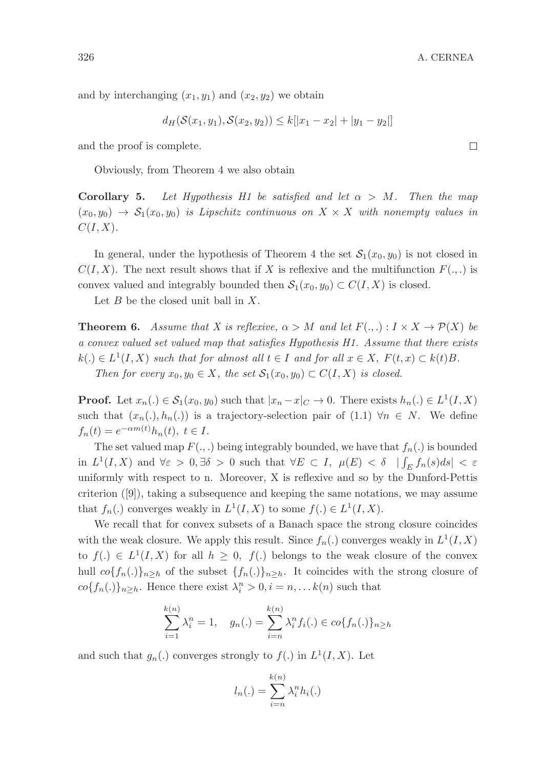and by interchanging $(x_1, y_1)$ and $(x_2, y_2)$ we obtain

$$d_H(\mathcal{S}(x_1, y_1), \mathcal{S}(x_2, y_2)) \le k[|x_1 - x_2| + |y_1 - y_2|]$$

and the proof is complete. $\square$

Obviously, from Theorem 4 we also obtain

**Corollary 5.** *Let Hypothesis H1 be satisfied and let $\alpha > M$. Then the map $(x_0, y_0) \to \mathcal{S}_1(x_0, y_0)$ is Lipschitz continuous on $X \times X$ with nonempty values in $C(I, X)$.*

In general, under the hypothesis of Theorem 4 the set $\mathcal{S}_1(x_0, y_0)$ is not closed in $C(I, X)$. The next result shows that if $X$ is reflexive and the multifunction $F(.,.)$ is convex valued and integrably bounded then $\mathcal{S}_1(x_0, y_0) \subset C(I, X)$ is closed.

Let $B$ be the closed unit ball in $X$.

**Theorem 6.** *Assume that $X$ is reflexive, $\alpha > M$ and let $F(.,.) : I \times X \to \mathcal{P}(X)$ be a convex valued set valued map that satisfies Hypothesis H1. Assume that there exists $k(.) \in L^1(I, X)$ such that for almost all $t \in I$ and for all $x \in X$, $F(t, x) \subset k(t)B$.*

*Then for every $x_0, y_0 \in X$, the set $\mathcal{S}_1(x_0, y_0) \subset C(I, X)$ is closed.*

**Proof.** Let $x_n(.) \in \mathcal{S}_1(x_0, y_0)$ such that $|x_n - x|_C \to 0$. There exists $h_n(.) \in L^1(I, X)$ such that $(x_n(.), h_n(.))$ is a trajectory-selection pair of (1.1) $\forall n \in N$. We define $f_n(t) = e^{-\alpha m(t)} h_n(t)$, $t \in I$.

The set valued map $F(.,.)$ being integrably bounded, we have that $f_n(.)$ is bounded in $L^1(I, X)$ and $\forall \varepsilon > 0, \exists \delta > 0$ such that $\forall E \subset I$, $\mu(E) < \delta$ $|\int_E f_n(s)ds| < \varepsilon$ uniformly with respect to n. Moreover, X is reflexive and so by the Dunford-Pettis criterion ([9]), taking a subsequence and keeping the same notations, we may assume that $f_n(.)$ converges weakly in $L^1(I, X)$ to some $f(.) \in L^1(I, X)$.

We recall that for convex subsets of a Banach space the strong closure coincides with the weak closure. We apply this result. Since $f_n(.)$ converges weakly in $L^1(I, X)$ to $f(.) \in L^1(I, X)$ for all $h \ge 0$, $f(.)$ belongs to the weak closure of the convex hull $co\{f_n(.)\}_{n \ge h}$ of the subset $\{f_n(.)\}_{n \ge h}$. It coincides with the strong closure of $co\{f_n(.)\}_{n \ge h}$. Hence there exist $\lambda_i^n > 0, i = n, \dots k(n)$ such that

$$\sum_{i=1}^{k(n)} \lambda_i^n = 1, \quad g_n(.) = \sum_{i=n}^{k(n)} \lambda_i^n f_i(.) \in co\{f_n(.)\}_{n \ge h}$$

and such that $g_n(.)$ converges strongly to $f(.)$ in $L^1(I, X)$. Let

$$l_n(.) = \sum_{i=n}^{k(n)} \lambda_i^n h_i(.)$$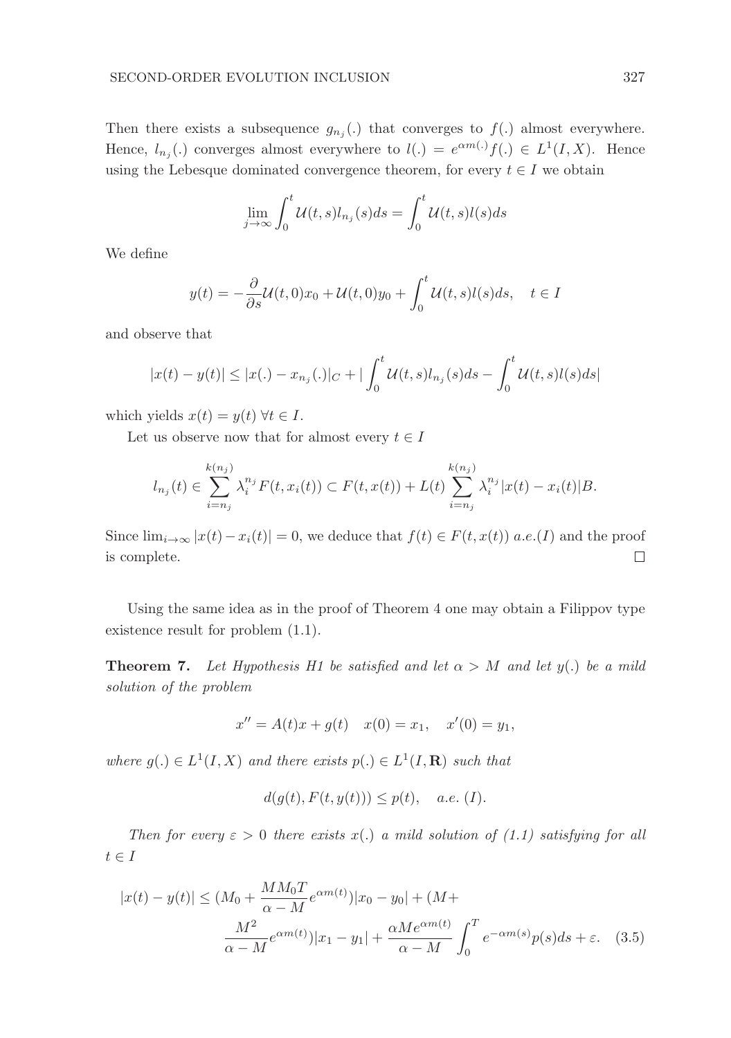Then there exists a subsequence $g_{n_j}(.)$ that converges to $f(.)$ almost everywhere. Hence, $l_{n_j}(.)$ converges almost everywhere to $l(.) = e^{\alpha m(.)} f(.) \in L^1(I, X)$. Hence using the Lebesgue dominated convergence theorem, for every $t \in I$ we obtain

$$\lim_{j\to\infty} \int_0^t \mathcal{U}(t,s) l_{n_j}(s) ds = \int_0^t \mathcal{U}(t,s) l(s) ds$$

We define

$$y(t) = -\frac{\partial}{\partial s}\mathcal{U}(t,0)x_0 + \mathcal{U}(t,0)y_0 + \int_0^t \mathcal{U}(t,s) l(s) ds, \quad t \in I$$

and observe that

$$|x(t) - y(t)| \le |x(.) - x_{n_j}(.)|_C + |\int_0^t \mathcal{U}(t,s) l_{n_j}(s) ds - \int_0^t \mathcal{U}(t,s) l(s) ds|$$

which yields $x(t) = y(t)\ \forall t \in I$.

Let us observe now that for almost every $t \in I$

$$l_{n_j}(t) \in \sum_{i=n_j}^{k(n_j)} \lambda_i^{n_j} F(t, x_i(t)) \subset F(t, x(t)) + L(t) \sum_{i=n_j}^{k(n_j)} \lambda_i^{n_j} |x(t) - x_i(t)| B.$$

Since $\lim_{i\to\infty} |x(t) - x_i(t)| = 0$, we deduce that $f(t) \in F(t, x(t))$ $a.e.(I)$ and the proof is complete. $\square$

Using the same idea as in the proof of Theorem 4 one may obtain a Filippov type existence result for problem (1.1).

**Theorem 7.** *Let Hypothesis H1 be satisfied and let $\alpha > M$ and let $y(.)$ be a mild solution of the problem*

$$x'' = A(t)x + g(t) \quad x(0) = x_1, \quad x'(0) = y_1,$$

*where $g(.) \in L^1(I, X)$ and there exists $p(.) \in L^1(I, \mathbf{R})$ such that*

$$d(g(t), F(t, y(t))) \le p(t), \quad a.e.\ (I).$$

*Then for every $\varepsilon > 0$ there exists $x(.)$ a mild solution of (1.1) satisfying for all $t \in I$*

$$|x(t) - y(t)| \le (M_0 + \frac{MM_0T}{\alpha - M} e^{\alpha m(t)})|x_0 - y_0| + (M + \frac{M^2}{\alpha - M} e^{\alpha m(t)})|x_1 - y_1| + \frac{\alpha M e^{\alpha m(t)}}{\alpha - M} \int_0^T e^{-\alpha m(s)} p(s) ds + \varepsilon. \quad (3.5)$$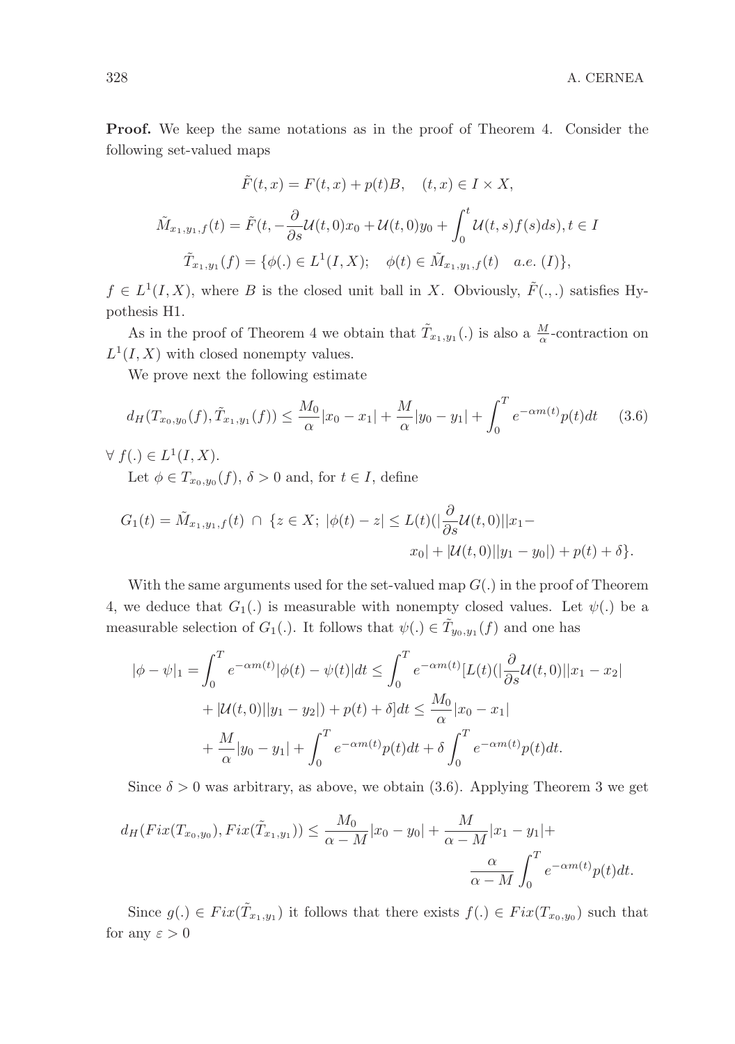**Proof.** We keep the same notations as in the proof of Theorem 4. Consider the following set-valued maps

$$\tilde{F}(t,x) = F(t,x) + p(t)B, \quad (t,x) \in I \times X,$$

$$\tilde{M}_{x_1,y_1,f}(t) = \tilde{F}(t, -\frac{\partial}{\partial s}\mathcal{U}(t,0)x_0 + \mathcal{U}(t,0)y_0 + \int_0^t \mathcal{U}(t,s)f(s)ds), t \in I$$

$$\tilde{T}_{x_1,y_1}(f) = \{\phi(.) \in L^1(I,X); \quad \phi(t) \in \tilde{M}_{x_1,y_1,f}(t) \quad a.e.\ (I)\},$$

$f \in L^1(I,X)$, where $B$ is the closed unit ball in $X$. Obviously, $\tilde{F}(.,.)$ satisfies Hypothesis H1.

As in the proof of Theorem 4 we obtain that $\tilde{T}_{x_1,y_1}(.)$ is also a $\frac{M}{\alpha}$-contraction on $L^1(I,X)$ with closed nonempty values.

We prove next the following estimate

$$d_H(T_{x_0,y_0}(f), \tilde{T}_{x_1,y_1}(f)) \leq \frac{M_0}{\alpha}|x_0 - x_1| + \frac{M}{\alpha}|y_0 - y_1| + \int_0^T e^{-\alpha m(t)}p(t)dt \qquad (3.6)$$

$\forall\ f(.) \in L^1(I,X)$.

Let $\phi \in T_{x_0,y_0}(f)$, $\delta > 0$ and, for $t \in I$, define

$$G_1(t) = \tilde{M}_{x_1,y_1,f}(t) \ \cap \ \{z \in X;\ |\phi(t) - z| \leq L(t)(|\frac{\partial}{\partial s}\mathcal{U}(t,0)||x_1 - x_0| + |\mathcal{U}(t,0)||y_1 - y_0|) + p(t) + \delta\}.$$

With the same arguments used for the set-valued map $G(.)$ in the proof of Theorem 4, we deduce that $G_1(.)$ is measurable with nonempty closed values. Let $\psi(.)$ be a measurable selection of $G_1(.)$. It follows that $\psi(.) \in \tilde{T}_{y_0,y_1}(f)$ and one has

$$|\phi - \psi|_1 = \int_0^T e^{-\alpha m(t)}|\phi(t) - \psi(t)|dt \leq \int_0^T e^{-\alpha m(t)}[L(t)(|\frac{\partial}{\partial s}\mathcal{U}(t,0)||x_1 - x_2| + |\mathcal{U}(t,0)||y_1 - y_2|) + p(t) + \delta]dt \leq \frac{M_0}{\alpha}|x_0 - x_1| + \frac{M}{\alpha}|y_0 - y_1| + \int_0^T e^{-\alpha m(t)}p(t)dt + \delta\int_0^T e^{-\alpha m(t)}p(t)dt.$$

Since $\delta > 0$ was arbitrary, as above, we obtain (3.6). Applying Theorem 3 we get

$$d_H(Fix(T_{x_0,y_0}), Fix(\tilde{T}_{x_1,y_1})) \leq \frac{M_0}{\alpha - M}|x_0 - y_0| + \frac{M}{\alpha - M}|x_1 - y_1| + \frac{\alpha}{\alpha - M}\int_0^T e^{-\alpha m(t)}p(t)dt.$$

Since $g(.) \in Fix(\tilde{T}_{x_1,y_1})$ it follows that there exists $f(.) \in Fix(T_{x_0,y_0})$ such that for any $\varepsilon > 0$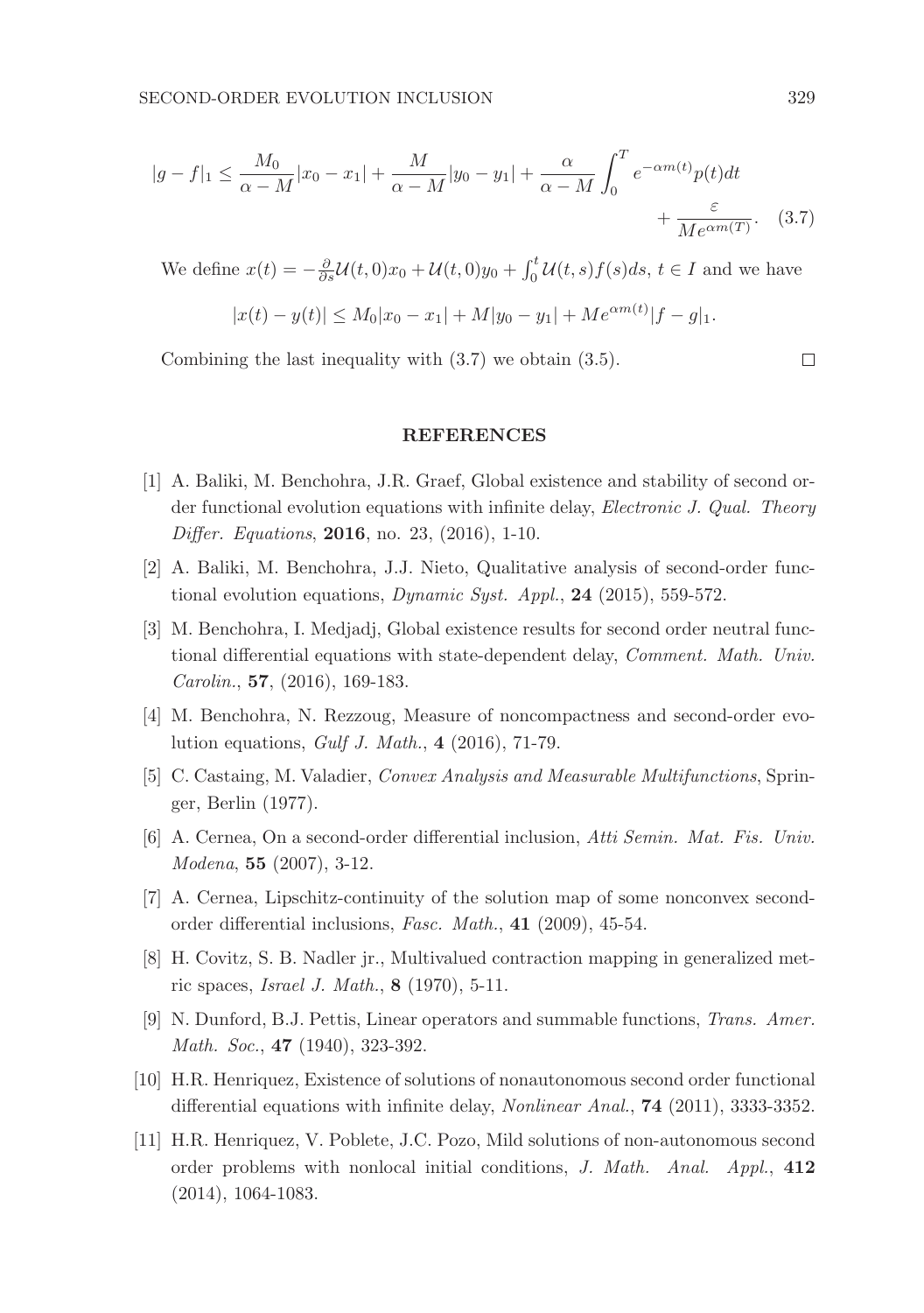$$|g - f|_1 \leq \frac{M_0}{\alpha - M}|x_0 - x_1| + \frac{M}{\alpha - M}|y_0 - y_1| + \frac{\alpha}{\alpha - M}\int_0^T e^{-\alpha m(t)}p(t)dt + \frac{\varepsilon}{Me^{\alpha m(T)}}. \quad (3.7)$$

We define $x(t) = -\frac{\partial}{\partial s}\mathcal{U}(t,0)x_0 + \mathcal{U}(t,0)y_0 + \int_0^t \mathcal{U}(t,s)f(s)ds$, $t \in I$ and we have

$$|x(t) - y(t)| \leq M_0|x_0 - x_1| + M|y_0 - y_1| + Me^{\alpha m(t)}|f - g|_1.$$

Combining the last inequality with (3.7) we obtain (3.5). □

## REFERENCES

[1] A. Baliki, M. Benchohra, J.R. Graef, Global existence and stability of second order functional evolution equations with infinite delay, *Electronic J. Qual. Theory Differ. Equations*, **2016**, no. 23, (2016), 1-10.

[2] A. Baliki, M. Benchohra, J.J. Nieto, Qualitative analysis of second-order functional evolution equations, *Dynamic Syst. Appl.*, **24** (2015), 559-572.

[3] M. Benchohra, I. Medjadj, Global existence results for second order neutral functional differential equations with state-dependent delay, *Comment. Math. Univ. Carolin.*, **57**, (2016), 169-183.

[4] M. Benchohra, N. Rezzoug, Measure of noncompactness and second-order evolution equations, *Gulf J. Math.*, **4** (2016), 71-79.

[5] C. Castaing, M. Valadier, *Convex Analysis and Measurable Multifunctions*, Springer, Berlin (1977).

[6] A. Cernea, On a second-order differential inclusion, *Atti Semin. Mat. Fis. Univ. Modena*, **55** (2007), 3-12.

[7] A. Cernea, Lipschitz-continuity of the solution map of some nonconvex second-order differential inclusions, *Fasc. Math.*, **41** (2009), 45-54.

[8] H. Covitz, S. B. Nadler jr., Multivalued contraction mapping in generalized metric spaces, *Israel J. Math.*, **8** (1970), 5-11.

[9] N. Dunford, B.J. Pettis, Linear operators and summable functions, *Trans. Amer. Math. Soc.*, **47** (1940), 323-392.

[10] H.R. Henriquez, Existence of solutions of nonautonomous second order functional differential equations with infinite delay, *Nonlinear Anal.*, **74** (2011), 3333-3352.

[11] H.R. Henriquez, V. Poblete, J.C. Pozo, Mild solutions of non-autonomous second order problems with nonlocal initial conditions, *J. Math. Anal. Appl.*, **412** (2014), 1064-1083.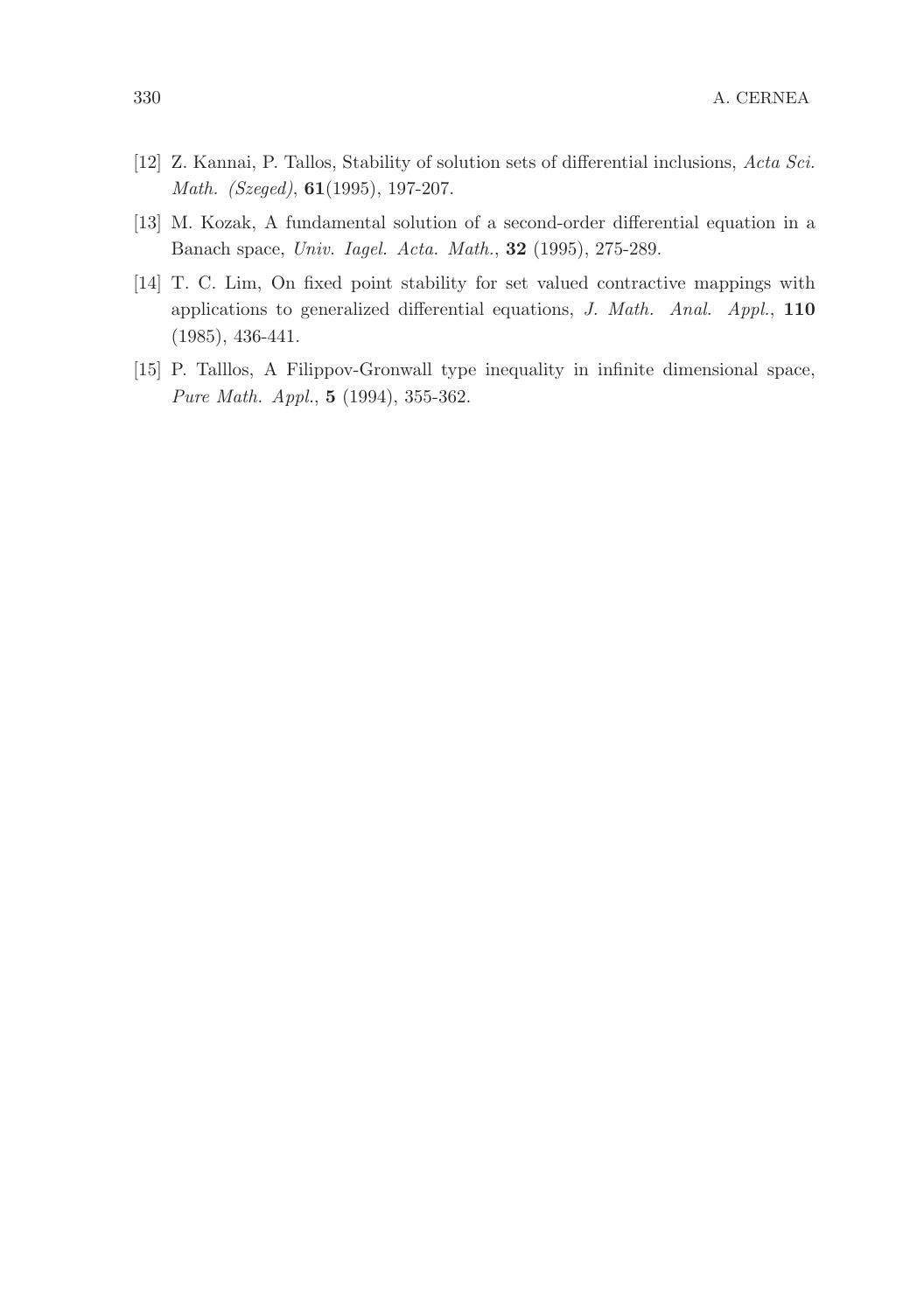[12] Z. Kannai, P. Tallos, Stability of solution sets of differential inclusions, *Acta Sci. Math. (Szeged)*, **61**(1995), 197-207.

[13] M. Kozak, A fundamental solution of a second-order differential equation in a Banach space, *Univ. Iagel. Acta. Math.*, **32** (1995), 275-289.

[14] T. C. Lim, On fixed point stability for set valued contractive mappings with applications to generalized differential equations, *J. Math. Anal. Appl.*, **110** (1985), 436-441.

[15] P. Talllos, A Filippov-Gronwall type inequality in infinite dimensional space, *Pure Math. Appl.*, **5** (1994), 355-362.